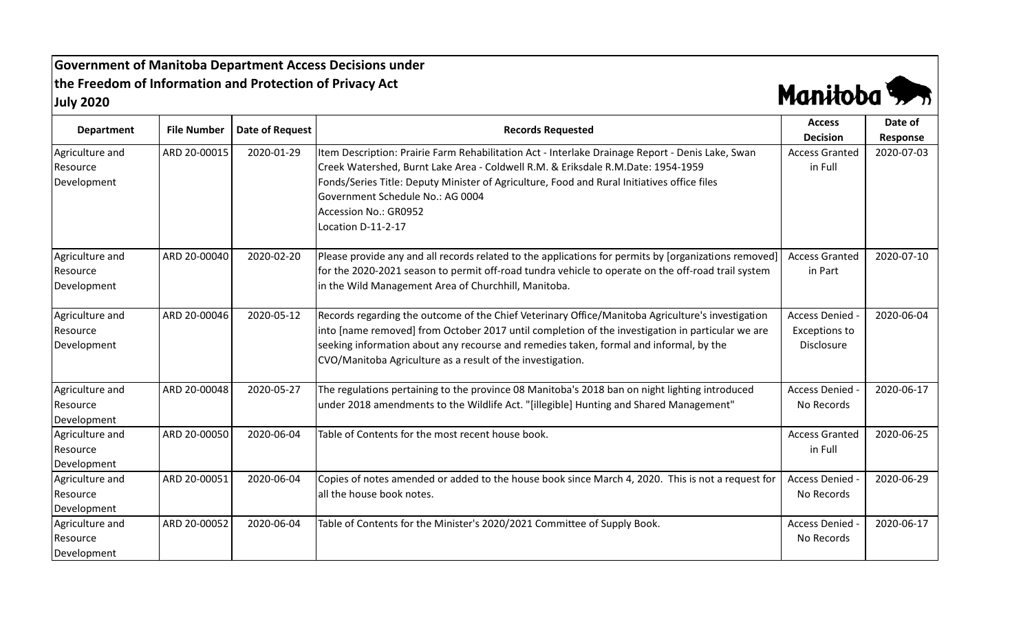# Government of Manitoba Department Access Decisions under the Freedom of Information and Protection of Privacy Act

## July 2020

| Department | File Number | Date of Request | Records Requested | Access Decision | Date of Response |
|---|---|---|---|---|---|
| Agriculture and Resource Development | ARD 20-00015 | 2020-01-29 | Item Description: Prairie Farm Rehabilitation Act - Interlake Drainage Report - Denis Lake, Swan Creek Watershed, Burnt Lake Area - Coldwell R.M. & Eriksdale R.M.Date: 1954-1959 Fonds/Series Title: Deputy Minister of Agriculture, Food and Rural Initiatives office files Government Schedule No.: AG 0004 Accession No.: GR0952 Location D-11-2-17 | Access Granted in Full | 2020-07-03 |
| Agriculture and Resource Development | ARD 20-00040 | 2020-02-20 | Please provide any and all records related to the applications for permits by [organizations removed] for the 2020-2021 season to permit off-road tundra vehicle to operate on the off-road trail system in the Wild Management Area of Churchhill, Manitoba. | Access Granted in Part | 2020-07-10 |
| Agriculture and Resource Development | ARD 20-00046 | 2020-05-12 | Records regarding the outcome of the Chief Veterinary Office/Manitoba Agriculture's investigation into [name removed] from October 2017 until completion of the investigation in particular we are seeking information about any recourse and remedies taken, formal and informal, by the CVO/Manitoba Agriculture as a result of the investigation. | Access Denied - Exceptions to Disclosure | 2020-06-04 |
| Agriculture and Resource Development | ARD 20-00048 | 2020-05-27 | The regulations pertaining to the province 08 Manitoba's 2018 ban on night lighting introduced under 2018 amendments to the Wildlife Act. "[illegible] Hunting and Shared Management" | Access Denied - No Records | 2020-06-17 |
| Agriculture and Resource Development | ARD 20-00050 | 2020-06-04 | Table of Contents for the most recent house book. | Access Granted in Full | 2020-06-25 |
| Agriculture and Resource Development | ARD 20-00051 | 2020-06-04 | Copies of notes amended or added to the house book since March 4, 2020. This is not a request for all the house book notes. | Access Denied - No Records | 2020-06-29 |
| Agriculture and Resource Development | ARD 20-00052 | 2020-06-04 | Table of Contents for the Minister's 2020/2021 Committee of Supply Book. | Access Denied - No Records | 2020-06-17 |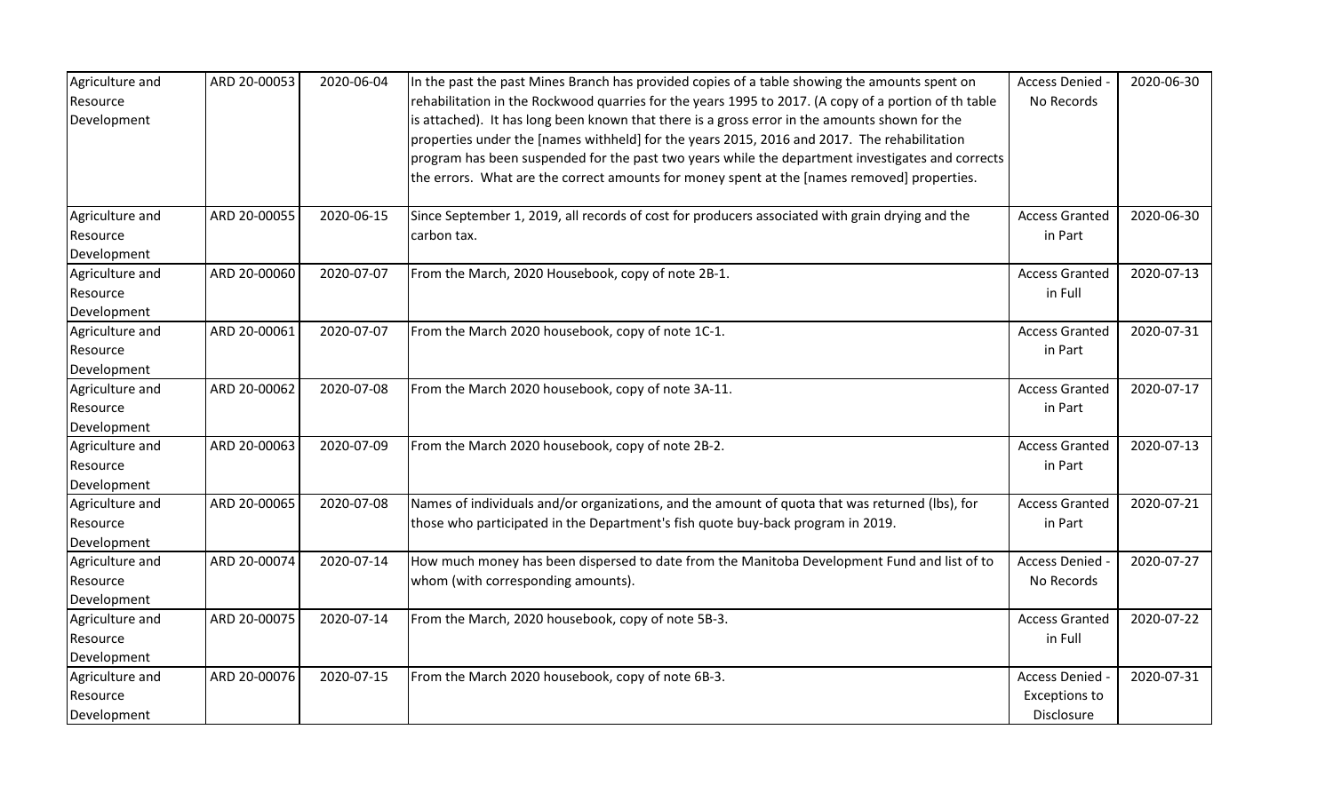| Agriculture and Resource Development | ARD 20-00053 | 2020-06-04 | In the past the past Mines Branch has provided copies of a table showing the amounts spent on rehabilitation in the Rockwood quarries for the years 1995 to 2017. (A copy of a portion of th table is attached). It has long been known that there is a gross error in the amounts shown for the properties under the [names withheld] for the years 2015, 2016 and 2017. The rehabilitation program has been suspended for the past two years while the department investigates and corrects the errors. What are the correct amounts for money spent at the [names removed] properties. | Access Denied - No Records | 2020-06-30 |
|---|---|---|---|---|---|
| Agriculture and Resource Development | ARD 20-00055 | 2020-06-15 | Since September 1, 2019, all records of cost for producers associated with grain drying and the carbon tax. | Access Granted in Part | 2020-06-30 |
| Agriculture and Resource Development | ARD 20-00060 | 2020-07-07 | From the March, 2020 Housebook, copy of note 2B-1. | Access Granted in Full | 2020-07-13 |
| Agriculture and Resource Development | ARD 20-00061 | 2020-07-07 | From the March 2020 housebook, copy of note 1C-1. | Access Granted in Part | 2020-07-31 |
| Agriculture and Resource Development | ARD 20-00062 | 2020-07-08 | From the March 2020 housebook, copy of note 3A-11. | Access Granted in Part | 2020-07-17 |
| Agriculture and Resource Development | ARD 20-00063 | 2020-07-09 | From the March 2020 housebook, copy of note 2B-2. | Access Granted in Part | 2020-07-13 |
| Agriculture and Resource Development | ARD 20-00065 | 2020-07-08 | Names of individuals and/or organizations, and the amount of quota that was returned (lbs), for those who participated in the Department's fish quote buy-back program in 2019. | Access Granted in Part | 2020-07-21 |
| Agriculture and Resource Development | ARD 20-00074 | 2020-07-14 | How much money has been dispersed to date from the Manitoba Development Fund and list of to whom (with corresponding amounts). | Access Denied - No Records | 2020-07-27 |
| Agriculture and Resource Development | ARD 20-00075 | 2020-07-14 | From the March, 2020 housebook, copy of note 5B-3. | Access Granted in Full | 2020-07-22 |
| Agriculture and Resource Development | ARD 20-00076 | 2020-07-15 | From the March 2020 housebook, copy of note 6B-3. | Access Denied - Exceptions to Disclosure | 2020-07-31 |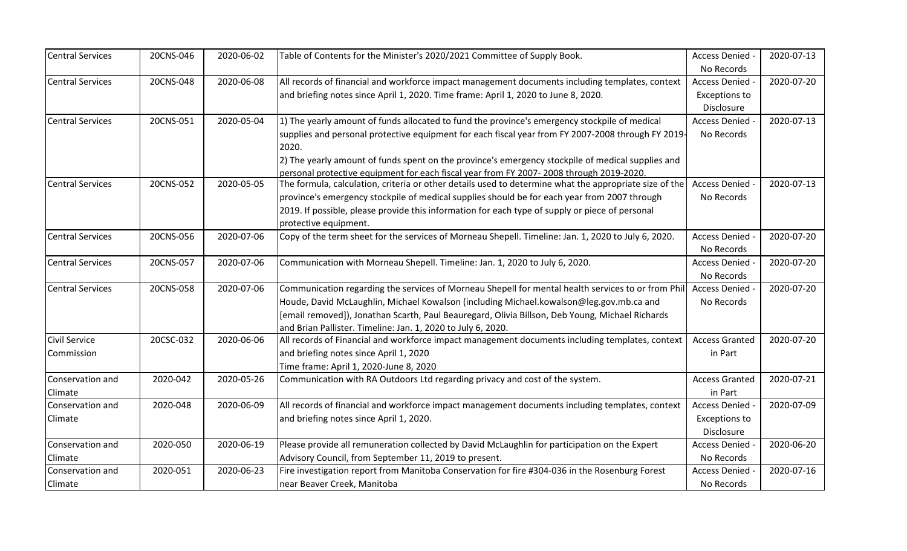| Central Services | 20CNS-046 | 2020-06-02 | Table of Contents for the Minister's 2020/2021 Committee of Supply Book. | Access Denied - No Records | 2020-07-13 |
|---|---|---|---|---|---|
| Central Services | 20CNS-048 | 2020-06-08 | All records of financial and workforce impact management documents including templates, context and briefing notes since April 1, 2020. Time frame: April 1, 2020 to June 8, 2020. | Access Denied - Exceptions to Disclosure | 2020-07-20 |
| Central Services | 20CNS-051 | 2020-05-04 | 1) The yearly amount of funds allocated to fund the province's emergency stockpile of medical supplies and personal protective equipment for each fiscal year from FY 2007-2008 through FY 2019-2020.<br>2) The yearly amount of funds spent on the province's emergency stockpile of medical supplies and personal protective equipment for each fiscal year from FY 2007- 2008 through 2019-2020. | Access Denied - No Records | 2020-07-13 |
| Central Services | 20CNS-052 | 2020-05-05 | The formula, calculation, criteria or other details used to determine what the appropriate size of the province's emergency stockpile of medical supplies should be for each year from 2007 through 2019. If possible, please provide this information for each type of supply or piece of personal protective equipment. | Access Denied - No Records | 2020-07-13 |
| Central Services | 20CNS-056 | 2020-07-06 | Copy of the term sheet for the services of Morneau Shepell. Timeline: Jan. 1, 2020 to July 6, 2020. | Access Denied - No Records | 2020-07-20 |
| Central Services | 20CNS-057 | 2020-07-06 | Communication with Morneau Shepell. Timeline: Jan. 1, 2020 to July 6, 2020. | Access Denied - No Records | 2020-07-20 |
| Central Services | 20CNS-058 | 2020-07-06 | Communication regarding the services of Morneau Shepell for mental health services to or from Phil Houde, David McLaughlin, Michael Kowalson (including Michael.kowalson@leg.gov.mb.ca and [email removed]), Jonathan Scarth, Paul Beauregard, Olivia Billson, Deb Young, Michael Richards and Brian Pallister. Timeline: Jan. 1, 2020 to July 6, 2020. | Access Denied - No Records | 2020-07-20 |
| Civil Service Commission | 20CSC-032 | 2020-06-06 | All records of Financial and workforce impact management documents including templates, context and briefing notes since April 1, 2020<br>Time frame: April 1, 2020-June 8, 2020 | Access Granted in Part | 2020-07-20 |
| Conservation and Climate | 2020-042 | 2020-05-26 | Communication with RA Outdoors Ltd regarding privacy and cost of the system. | Access Granted in Part | 2020-07-21 |
| Conservation and Climate | 2020-048 | 2020-06-09 | All records of financial and workforce impact management documents including templates, context and briefing notes since April 1, 2020. | Access Denied - Exceptions to Disclosure | 2020-07-09 |
| Conservation and Climate | 2020-050 | 2020-06-19 | Please provide all remuneration collected by David McLaughlin for participation on the Expert Advisory Council, from September 11, 2019 to present. | Access Denied - No Records | 2020-06-20 |
| Conservation and Climate | 2020-051 | 2020-06-23 | Fire investigation report from Manitoba Conservation for fire #304-036 in the Rosenburg Forest near Beaver Creek, Manitoba | Access Denied - No Records | 2020-07-16 |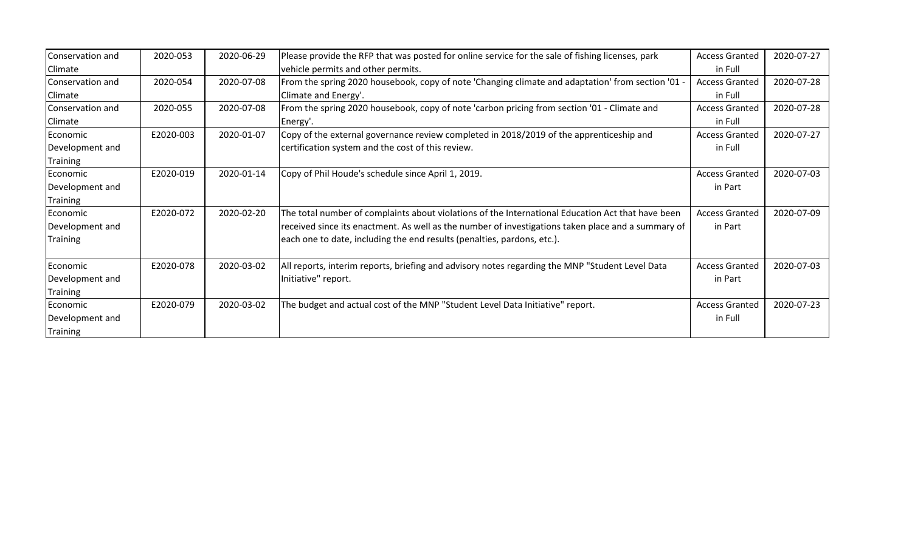| Conservation and Climate | 2020-053 | 2020-06-29 | Please provide the RFP that was posted for online service for the sale of fishing licenses, park vehicle permits and other permits. | Access Granted in Full | 2020-07-27 |
|---|---|---|---|---|---|
| Conservation and Climate | 2020-054 | 2020-07-08 | From the spring 2020 housebook, copy of note 'Changing climate and adaptation' from section '01 - Climate and Energy'. | Access Granted in Full | 2020-07-28 |
| Conservation and Climate | 2020-055 | 2020-07-08 | From the spring 2020 housebook, copy of note 'carbon pricing from section '01 - Climate and Energy'. | Access Granted in Full | 2020-07-28 |
| Economic Development and Training | E2020-003 | 2020-01-07 | Copy of the external governance review completed in 2018/2019 of the apprenticeship and certification system and the cost of this review. | Access Granted in Full | 2020-07-27 |
| Economic Development and Training | E2020-019 | 2020-01-14 | Copy of Phil Houde's schedule since April 1, 2019. | Access Granted in Part | 2020-07-03 |
| Economic Development and Training | E2020-072 | 2020-02-20 | The total number of complaints about violations of the International Education Act that have been received since its enactment. As well as the number of investigations taken place and a summary of each one to date, including the end results (penalties, pardons, etc.). | Access Granted in Part | 2020-07-09 |
| Economic Development and Training | E2020-078 | 2020-03-02 | All reports, interim reports, briefing and advisory notes regarding the MNP "Student Level Data Initiative" report. | Access Granted in Part | 2020-07-03 |
| Economic Development and Training | E2020-079 | 2020-03-02 | The budget and actual cost of the MNP "Student Level Data Initiative" report. | Access Granted in Full | 2020-07-23 |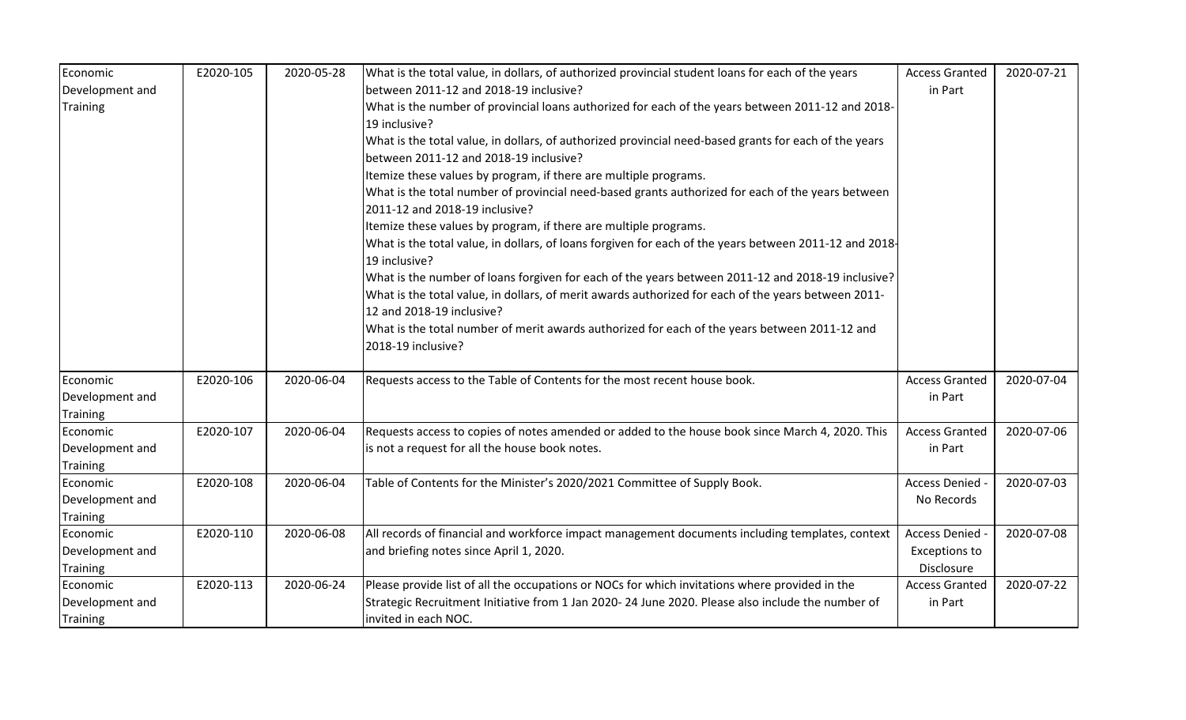| Economic Development and Training | E2020-105 | 2020-05-28 | What is the total value, in dollars, of authorized provincial student loans for each of the years between 2011-12 and 2018-19 inclusive?<br>What is the number of provincial loans authorized for each of the years between 2011-12 and 2018-19 inclusive?<br>What is the total value, in dollars, of authorized provincial need-based grants for each of the years between 2011-12 and 2018-19 inclusive?<br>Itemize these values by program, if there are multiple programs.<br>What is the total number of provincial need-based grants authorized for each of the years between 2011-12 and 2018-19 inclusive?<br>Itemize these values by program, if there are multiple programs.<br>What is the total value, in dollars, of loans forgiven for each of the years between 2011-12 and 2018-19 inclusive?<br>What is the number of loans forgiven for each of the years between 2011-12 and 2018-19 inclusive?<br>What is the total value, in dollars, of merit awards authorized for each of the years between 2011-12 and 2018-19 inclusive?<br>What is the total number of merit awards authorized for each of the years between 2011-12 and 2018-19 inclusive? | Access Granted in Part | 2020-07-21 |
|---|---|---|---|---|---|
| Economic Development and Training | E2020-106 | 2020-06-04 | Requests access to the Table of Contents for the most recent house book. | Access Granted in Part | 2020-07-04 |
| Economic Development and Training | E2020-107 | 2020-06-04 | Requests access to copies of notes amended or added to the house book since March 4, 2020. This is not a request for all the house book notes. | Access Granted in Part | 2020-07-06 |
| Economic Development and Training | E2020-108 | 2020-06-04 | Table of Contents for the Minister's 2020/2021 Committee of Supply Book. | Access Denied - No Records | 2020-07-03 |
| Economic Development and Training | E2020-110 | 2020-06-08 | All records of financial and workforce impact management documents including templates, context and briefing notes since April 1, 2020. | Access Denied - Exceptions to Disclosure | 2020-07-08 |
| Economic Development and Training | E2020-113 | 2020-06-24 | Please provide list of all the occupations or NOCs for which invitations where provided in the Strategic Recruitment Initiative from 1 Jan 2020- 24 June 2020. Please also include the number of invited in each NOC. | Access Granted in Part | 2020-07-22 |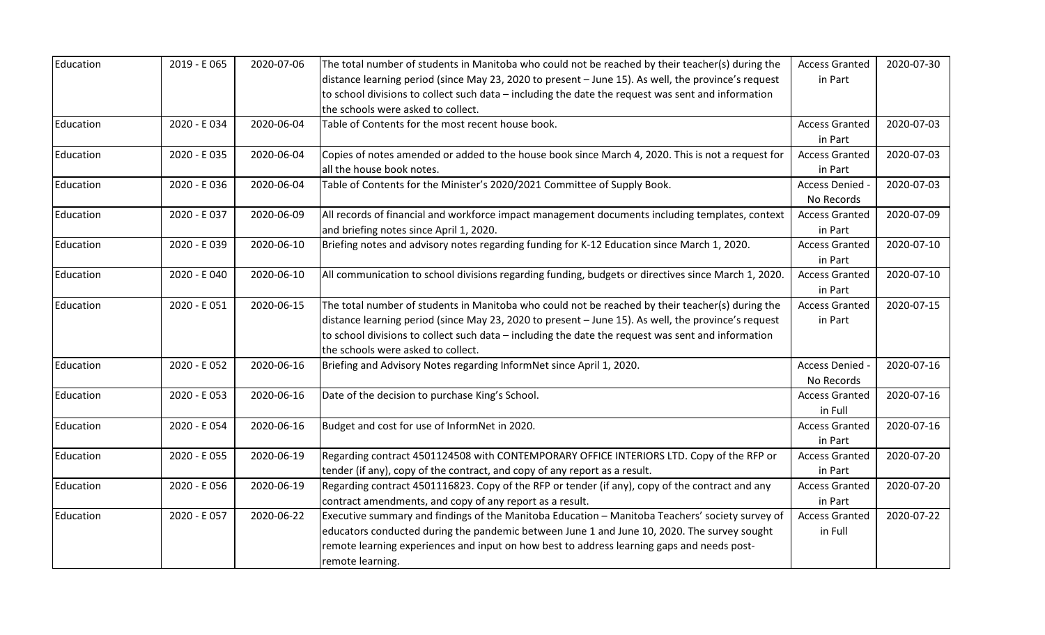| | | | | | |
|---|---|---|---|---|---|
| Education | 2019 - E 065 | 2020-07-06 | The total number of students in Manitoba who could not be reached by their teacher(s) during the distance learning period (since May 23, 2020 to present – June 15). As well, the province's request to school divisions to collect such data – including the date the request was sent and information the schools were asked to collect. | Access Granted in Part | 2020-07-30 |
| Education | 2020 - E 034 | 2020-06-04 | Table of Contents for the most recent house book. | Access Granted in Part | 2020-07-03 |
| Education | 2020 - E 035 | 2020-06-04 | Copies of notes amended or added to the house book since March 4, 2020. This is not a request for all the house book notes. | Access Granted in Part | 2020-07-03 |
| Education | 2020 - E 036 | 2020-06-04 | Table of Contents for the Minister's 2020/2021 Committee of Supply Book. | Access Denied - No Records | 2020-07-03 |
| Education | 2020 - E 037 | 2020-06-09 | All records of financial and workforce impact management documents including templates, context and briefing notes since April 1, 2020. | Access Granted in Part | 2020-07-09 |
| Education | 2020 - E 039 | 2020-06-10 | Briefing notes and advisory notes regarding funding for K-12 Education since March 1, 2020. | Access Granted in Part | 2020-07-10 |
| Education | 2020 - E 040 | 2020-06-10 | All communication to school divisions regarding funding, budgets or directives since March 1, 2020. | Access Granted in Part | 2020-07-10 |
| Education | 2020 - E 051 | 2020-06-15 | The total number of students in Manitoba who could not be reached by their teacher(s) during the distance learning period (since May 23, 2020 to present – June 15). As well, the province's request to school divisions to collect such data – including the date the request was sent and information the schools were asked to collect. | Access Granted in Part | 2020-07-15 |
| Education | 2020 - E 052 | 2020-06-16 | Briefing and Advisory Notes regarding InformNet since April 1, 2020. | Access Denied - No Records | 2020-07-16 |
| Education | 2020 - E 053 | 2020-06-16 | Date of the decision to purchase King's School. | Access Granted in Full | 2020-07-16 |
| Education | 2020 - E 054 | 2020-06-16 | Budget and cost for use of InformNet in 2020. | Access Granted in Part | 2020-07-16 |
| Education | 2020 - E 055 | 2020-06-19 | Regarding contract 4501124508 with CONTEMPORARY OFFICE INTERIORS LTD. Copy of the RFP or tender (if any), copy of the contract, and copy of any report as a result. | Access Granted in Part | 2020-07-20 |
| Education | 2020 - E 056 | 2020-06-19 | Regarding contract 4501116823. Copy of the RFP or tender (if any), copy of the contract and any contract amendments, and copy of any report as a result. | Access Granted in Part | 2020-07-20 |
| Education | 2020 - E 057 | 2020-06-22 | Executive summary and findings of the Manitoba Education – Manitoba Teachers' society survey of educators conducted during the pandemic between June 1 and June 10, 2020. The survey sought remote learning experiences and input on how best to address learning gaps and needs post-remote learning. | Access Granted in Full | 2020-07-22 |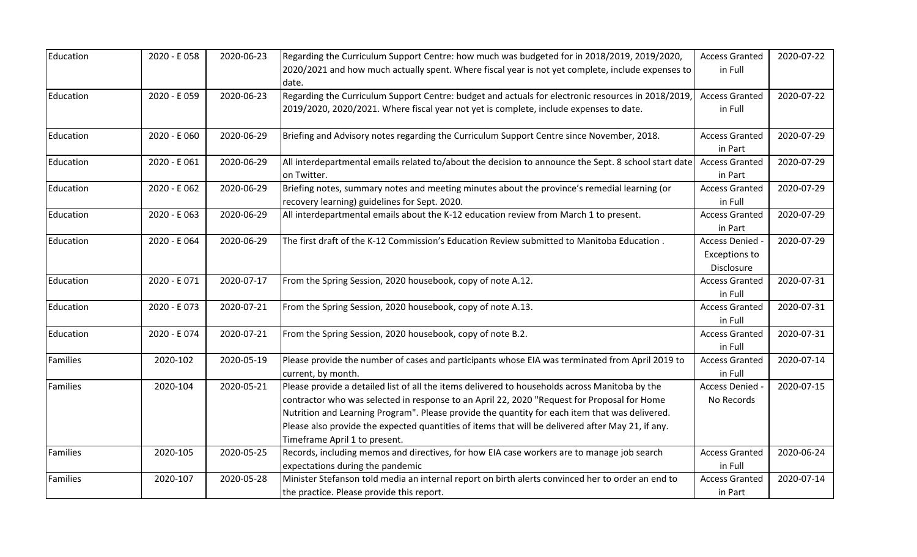| | | | | | |
|---|---|---|---|---|---|
| Education | 2020 - E 058 | 2020-06-23 | Regarding the Curriculum Support Centre: how much was budgeted for in 2018/2019, 2019/2020, 2020/2021 and how much actually spent. Where fiscal year is not yet complete, include expenses to date. | Access Granted in Full | 2020-07-22 |
| Education | 2020 - E 059 | 2020-06-23 | Regarding the Curriculum Support Centre: budget and actuals for electronic resources in 2018/2019, 2019/2020, 2020/2021. Where fiscal year not yet is complete, include expenses to date. | Access Granted in Full | 2020-07-22 |
| Education | 2020 - E 060 | 2020-06-29 | Briefing and Advisory notes regarding the Curriculum Support Centre since November, 2018. | Access Granted in Part | 2020-07-29 |
| Education | 2020 - E 061 | 2020-06-29 | All interdepartmental emails related to/about the decision to announce the Sept. 8 school start date on Twitter. | Access Granted in Part | 2020-07-29 |
| Education | 2020 - E 062 | 2020-06-29 | Briefing notes, summary notes and meeting minutes about the province's remedial learning (or recovery learning) guidelines for Sept. 2020. | Access Granted in Full | 2020-07-29 |
| Education | 2020 - E 063 | 2020-06-29 | All interdepartmental emails about the K-12 education review from March 1 to present. | Access Granted in Part | 2020-07-29 |
| Education | 2020 - E 064 | 2020-06-29 | The first draft of the K-12 Commission's Education Review submitted to Manitoba Education . | Access Denied - Exceptions to Disclosure | 2020-07-29 |
| Education | 2020 - E 071 | 2020-07-17 | From the Spring Session, 2020 housebook, copy of note A.12. | Access Granted in Full | 2020-07-31 |
| Education | 2020 - E 073 | 2020-07-21 | From the Spring Session, 2020 housebook, copy of note A.13. | Access Granted in Full | 2020-07-31 |
| Education | 2020 - E 074 | 2020-07-21 | From the Spring Session, 2020 housebook, copy of note B.2. | Access Granted in Full | 2020-07-31 |
| Families | 2020-102 | 2020-05-19 | Please provide the number of cases and participants whose EIA was terminated from April 2019 to current, by month. | Access Granted in Full | 2020-07-14 |
| Families | 2020-104 | 2020-05-21 | Please provide a detailed list of all the items delivered to households across Manitoba by the contractor who was selected in response to an April 22, 2020 "Request for Proposal for Home Nutrition and Learning Program". Please provide the quantity for each item that was delivered. Please also provide the expected quantities of items that will be delivered after May 21, if any. Timeframe April 1 to present. | Access Denied - No Records | 2020-07-15 |
| Families | 2020-105 | 2020-05-25 | Records, including memos and directives, for how EIA case workers are to manage job search expectations during the pandemic | Access Granted in Full | 2020-06-24 |
| Families | 2020-107 | 2020-05-28 | Minister Stefanson told media an internal report on birth alerts convinced her to order an end to the practice. Please provide this report. | Access Granted in Part | 2020-07-14 |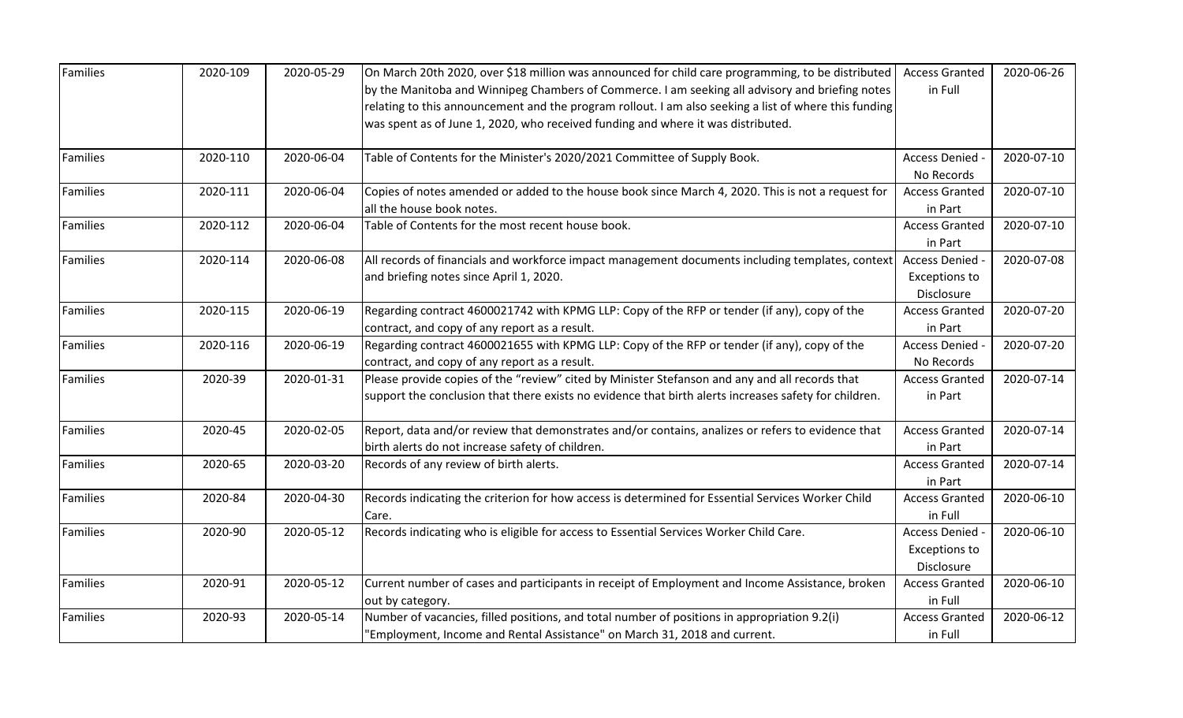| Families | 2020-109 | 2020-05-29 | On March 20th 2020, over $18 million was announced for child care programming, to be distributed by the Manitoba and Winnipeg Chambers of Commerce. I am seeking all advisory and briefing notes relating to this announcement and the program rollout. I am also seeking a list of where this funding was spent as of June 1, 2020, who received funding and where it was distributed. | Access Granted in Full | 2020-06-26 |
|---|---|---|---|---|---|
| Families | 2020-110 | 2020-06-04 | Table of Contents for the Minister's 2020/2021 Committee of Supply Book. | Access Denied - No Records | 2020-07-10 |
| Families | 2020-111 | 2020-06-04 | Copies of notes amended or added to the house book since March 4, 2020. This is not a request for all the house book notes. | Access Granted in Part | 2020-07-10 |
| Families | 2020-112 | 2020-06-04 | Table of Contents for the most recent house book. | Access Granted in Part | 2020-07-10 |
| Families | 2020-114 | 2020-06-08 | All records of financials and workforce impact management documents including templates, context and briefing notes since April 1, 2020. | Access Denied - Exceptions to Disclosure | 2020-07-08 |
| Families | 2020-115 | 2020-06-19 | Regarding contract 4600021742 with KPMG LLP: Copy of the RFP or tender (if any), copy of the contract, and copy of any report as a result. | Access Granted in Part | 2020-07-20 |
| Families | 2020-116 | 2020-06-19 | Regarding contract 4600021655 with KPMG LLP: Copy of the RFP or tender (if any), copy of the contract, and copy of any report as a result. | Access Denied - No Records | 2020-07-20 |
| Families | 2020-39 | 2020-01-31 | Please provide copies of the "review" cited by Minister Stefanson and any and all records that support the conclusion that there exists no evidence that birth alerts increases safety for children. | Access Granted in Part | 2020-07-14 |
| Families | 2020-45 | 2020-02-05 | Report, data and/or review that demonstrates and/or contains, analizes or refers to evidence that birth alerts do not increase safety of children. | Access Granted in Part | 2020-07-14 |
| Families | 2020-65 | 2020-03-20 | Records of any review of birth alerts. | Access Granted in Part | 2020-07-14 |
| Families | 2020-84 | 2020-04-30 | Records indicating the criterion for how access is determined for Essential Services Worker Child Care. | Access Granted in Full | 2020-06-10 |
| Families | 2020-90 | 2020-05-12 | Records indicating who is eligible for access to Essential Services Worker Child Care. | Access Denied - Exceptions to Disclosure | 2020-06-10 |
| Families | 2020-91 | 2020-05-12 | Current number of cases and participants in receipt of Employment and Income Assistance, broken out by category. | Access Granted in Full | 2020-06-10 |
| Families | 2020-93 | 2020-05-14 | Number of vacancies, filled positions, and total number of positions in appropriation 9.2(i) "Employment, Income and Rental Assistance" on March 31, 2018 and current. | Access Granted in Full | 2020-06-12 |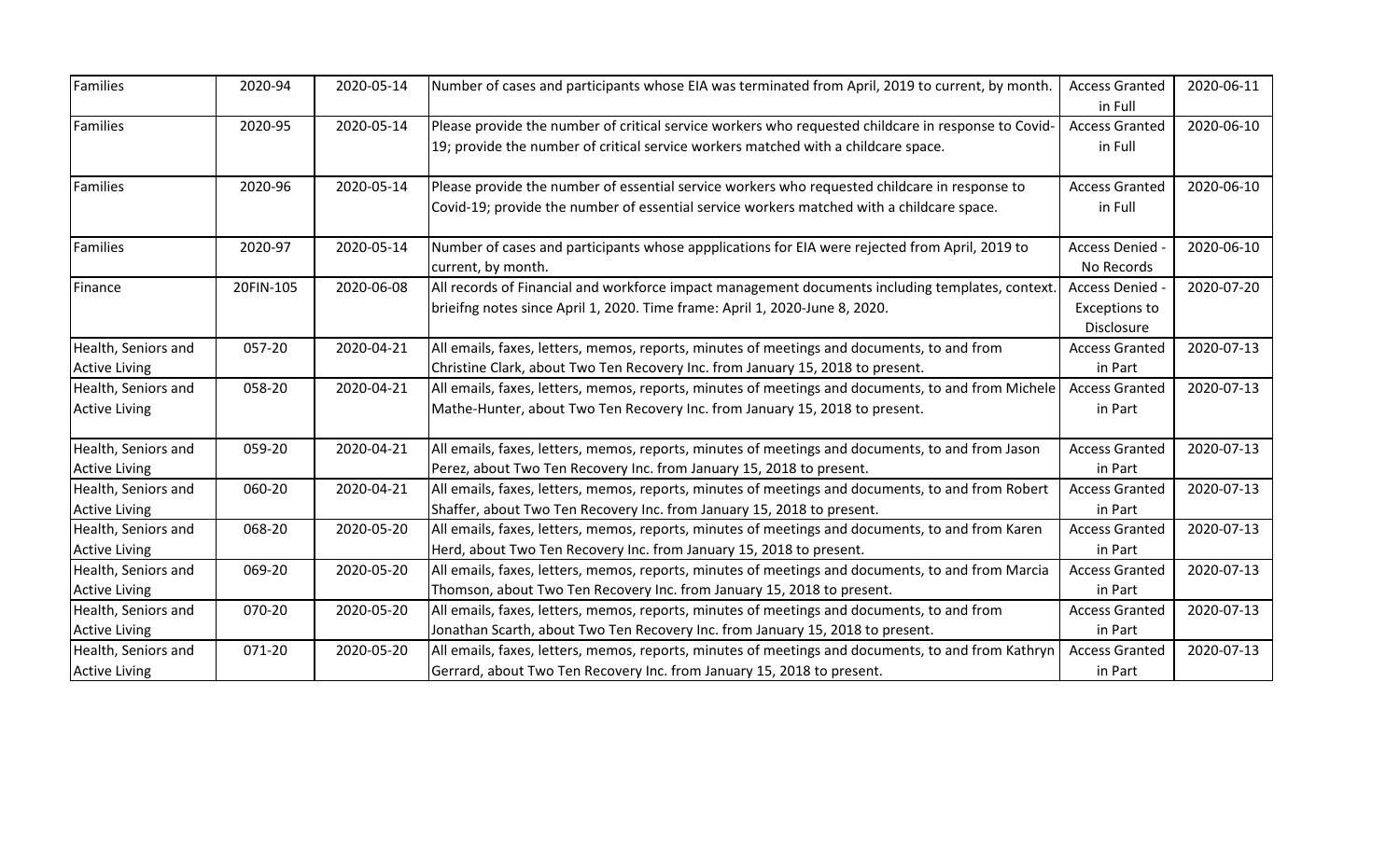| Families | 2020-94 | 2020-05-14 | Number of cases and participants whose EIA was terminated from April, 2019 to current, by month. | Access Granted in Full | 2020-06-11 |
|---|---|---|---|---|---|
| Families | 2020-95 | 2020-05-14 | Please provide the number of critical service workers who requested childcare in response to Covid-19; provide the number of critical service workers matched with a childcare space. | Access Granted in Full | 2020-06-10 |
| Families | 2020-96 | 2020-05-14 | Please provide the number of essential service workers who requested childcare in response to Covid-19; provide the number of essential service workers matched with a childcare space. | Access Granted in Full | 2020-06-10 |
| Families | 2020-97 | 2020-05-14 | Number of cases and participants whose appplications for EIA were rejected from April, 2019 to current, by month. | Access Denied - No Records | 2020-06-10 |
| Finance | 20FIN-105 | 2020-06-08 | All records of Financial and workforce impact management documents including templates, context. brieifng notes since April 1, 2020. Time frame: April 1, 2020-June 8, 2020. | Access Denied - Exceptions to Disclosure | 2020-07-20 |
| Health, Seniors and Active Living | 057-20 | 2020-04-21 | All emails, faxes, letters, memos, reports, minutes of meetings and documents, to and from Christine Clark, about Two Ten Recovery Inc. from January 15, 2018 to present. | Access Granted in Part | 2020-07-13 |
| Health, Seniors and Active Living | 058-20 | 2020-04-21 | All emails, faxes, letters, memos, reports, minutes of meetings and documents, to and from Michele Mathe-Hunter, about Two Ten Recovery Inc. from January 15, 2018 to present. | Access Granted in Part | 2020-07-13 |
| Health, Seniors and Active Living | 059-20 | 2020-04-21 | All emails, faxes, letters, memos, reports, minutes of meetings and documents, to and from Jason Perez, about Two Ten Recovery Inc. from January 15, 2018 to present. | Access Granted in Part | 2020-07-13 |
| Health, Seniors and Active Living | 060-20 | 2020-04-21 | All emails, faxes, letters, memos, reports, minutes of meetings and documents, to and from Robert Shaffer, about Two Ten Recovery Inc. from January 15, 2018 to present. | Access Granted in Part | 2020-07-13 |
| Health, Seniors and Active Living | 068-20 | 2020-05-20 | All emails, faxes, letters, memos, reports, minutes of meetings and documents, to and from Karen Herd, about Two Ten Recovery Inc. from January 15, 2018 to present. | Access Granted in Part | 2020-07-13 |
| Health, Seniors and Active Living | 069-20 | 2020-05-20 | All emails, faxes, letters, memos, reports, minutes of meetings and documents, to and from Marcia Thomson, about Two Ten Recovery Inc. from January 15, 2018 to present. | Access Granted in Part | 2020-07-13 |
| Health, Seniors and Active Living | 070-20 | 2020-05-20 | All emails, faxes, letters, memos, reports, minutes of meetings and documents, to and from Jonathan Scarth, about Two Ten Recovery Inc. from January 15, 2018 to present. | Access Granted in Part | 2020-07-13 |
| Health, Seniors and Active Living | 071-20 | 2020-05-20 | All emails, faxes, letters, memos, reports, minutes of meetings and documents, to and from Kathryn Gerrard, about Two Ten Recovery Inc. from January 15, 2018 to present. | Access Granted in Part | 2020-07-13 |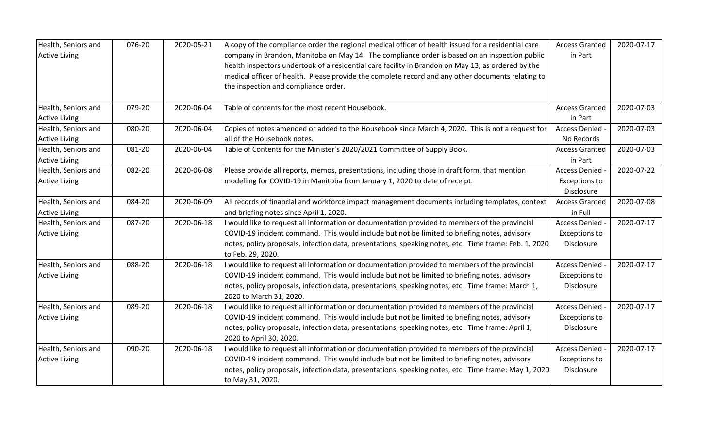| Health, Seniors and Active Living | 076-20 | 2020-05-21 | A copy of the compliance order the regional medical officer of health issued for a residential care company in Brandon, Manitoba on May 14. The compliance order is based on an inspection public health inspectors undertook of a residential care facility in Brandon on May 13, as ordered by the medical officer of health. Please provide the complete record and any other documents relating to the inspection and compliance order. | Access Granted in Part | 2020-07-17 |
|---|---|---|---|---|---|
| Health, Seniors and Active Living | 079-20 | 2020-06-04 | Table of contents for the most recent Housebook. | Access Granted in Part | 2020-07-03 |
| Health, Seniors and Active Living | 080-20 | 2020-06-04 | Copies of notes amended or added to the Housebook since March 4, 2020. This is not a request for all of the Housebook notes. | Access Denied - No Records | 2020-07-03 |
| Health, Seniors and Active Living | 081-20 | 2020-06-04 | Table of Contents for the Minister's 2020/2021 Committee of Supply Book. | Access Granted in Part | 2020-07-03 |
| Health, Seniors and Active Living | 082-20 | 2020-06-08 | Please provide all reports, memos, presentations, including those in draft form, that mention modelling for COVID-19 in Manitoba from January 1, 2020 to date of receipt. | Access Denied - Exceptions to Disclosure | 2020-07-22 |
| Health, Seniors and Active Living | 084-20 | 2020-06-09 | All records of financial and workforce impact management documents including templates, context and briefing notes since April 1, 2020. | Access Granted in Full | 2020-07-08 |
| Health, Seniors and Active Living | 087-20 | 2020-06-18 | I would like to request all information or documentation provided to members of the provincial COVID-19 incident command. This would include but not be limited to briefing notes, advisory notes, policy proposals, infection data, presentations, speaking notes, etc. Time frame: Feb. 1, 2020 to Feb. 29, 2020. | Access Denied - Exceptions to Disclosure | 2020-07-17 |
| Health, Seniors and Active Living | 088-20 | 2020-06-18 | I would like to request all information or documentation provided to members of the provincial COVID-19 incident command. This would include but not be limited to briefing notes, advisory notes, policy proposals, infection data, presentations, speaking notes, etc. Time frame: March 1, 2020 to March 31, 2020. | Access Denied - Exceptions to Disclosure | 2020-07-17 |
| Health, Seniors and Active Living | 089-20 | 2020-06-18 | I would like to request all information or documentation provided to members of the provincial COVID-19 incident command. This would include but not be limited to briefing notes, advisory notes, policy proposals, infection data, presentations, speaking notes, etc. Time frame: April 1, 2020 to April 30, 2020. | Access Denied - Exceptions to Disclosure | 2020-07-17 |
| Health, Seniors and Active Living | 090-20 | 2020-06-18 | I would like to request all information or documentation provided to members of the provincial COVID-19 incident command. This would include but not be limited to briefing notes, advisory notes, policy proposals, infection data, presentations, speaking notes, etc. Time frame: May 1, 2020 to May 31, 2020. | Access Denied - Exceptions to Disclosure | 2020-07-17 |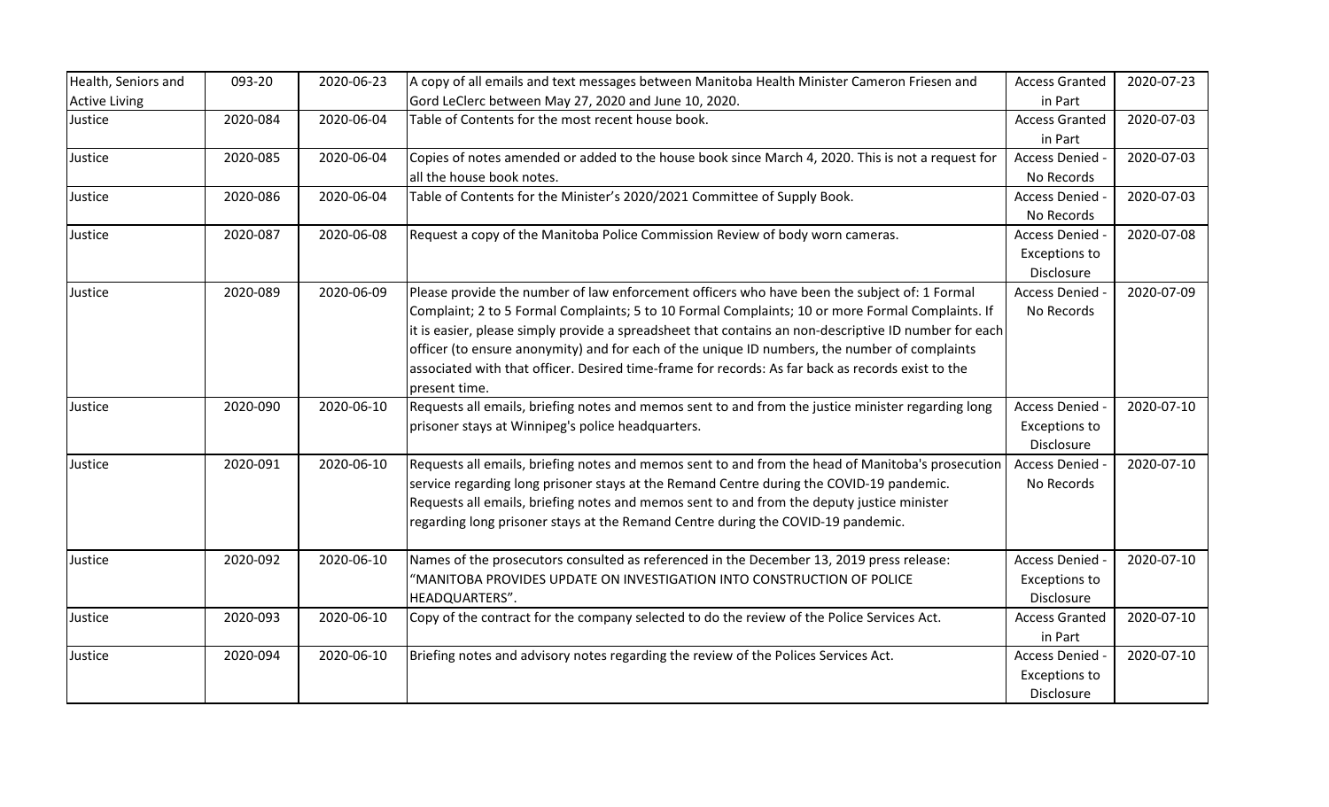| Health, Seniors and Active Living | 093-20 | 2020-06-23 | A copy of all emails and text messages between Manitoba Health Minister Cameron Friesen and Gord LeClerc between May 27, 2020 and June 10, 2020. | Access Granted in Part | 2020-07-23 |
|---|---|---|---|---|---|
| Justice | 2020-084 | 2020-06-04 | Table of Contents for the most recent house book. | Access Granted in Part | 2020-07-03 |
| Justice | 2020-085 | 2020-06-04 | Copies of notes amended or added to the house book since March 4, 2020. This is not a request for all the house book notes. | Access Denied - No Records | 2020-07-03 |
| Justice | 2020-086 | 2020-06-04 | Table of Contents for the Minister's 2020/2021 Committee of Supply Book. | Access Denied - No Records | 2020-07-03 |
| Justice | 2020-087 | 2020-06-08 | Request a copy of the Manitoba Police Commission Review of body worn cameras. | Access Denied - Exceptions to Disclosure | 2020-07-08 |
| Justice | 2020-089 | 2020-06-09 | Please provide the number of law enforcement officers who have been the subject of: 1 Formal Complaint; 2 to 5 Formal Complaints; 5 to 10 Formal Complaints; 10 or more Formal Complaints. If it is easier, please simply provide a spreadsheet that contains an non-descriptive ID number for each officer (to ensure anonymity) and for each of the unique ID numbers, the number of complaints associated with that officer. Desired time-frame for records: As far back as records exist to the present time. | Access Denied - No Records | 2020-07-09 |
| Justice | 2020-090 | 2020-06-10 | Requests all emails, briefing notes and memos sent to and from the justice minister regarding long prisoner stays at Winnipeg's police headquarters. | Access Denied - Exceptions to Disclosure | 2020-07-10 |
| Justice | 2020-091 | 2020-06-10 | Requests all emails, briefing notes and memos sent to and from the head of Manitoba's prosecution service regarding long prisoner stays at the Remand Centre during the COVID-19 pandemic. Requests all emails, briefing notes and memos sent to and from the deputy justice minister regarding long prisoner stays at the Remand Centre during the COVID-19 pandemic. | Access Denied - No Records | 2020-07-10 |
| Justice | 2020-092 | 2020-06-10 | Names of the prosecutors consulted as referenced in the December 13, 2019 press release: "MANITOBA PROVIDES UPDATE ON INVESTIGATION INTO CONSTRUCTION OF POLICE HEADQUARTERS". | Access Denied - Exceptions to Disclosure | 2020-07-10 |
| Justice | 2020-093 | 2020-06-10 | Copy of the contract for the company selected to do the review of the Police Services Act. | Access Granted in Part | 2020-07-10 |
| Justice | 2020-094 | 2020-06-10 | Briefing notes and advisory notes regarding the review of the Polices Services Act. | Access Denied - Exceptions to Disclosure | 2020-07-10 |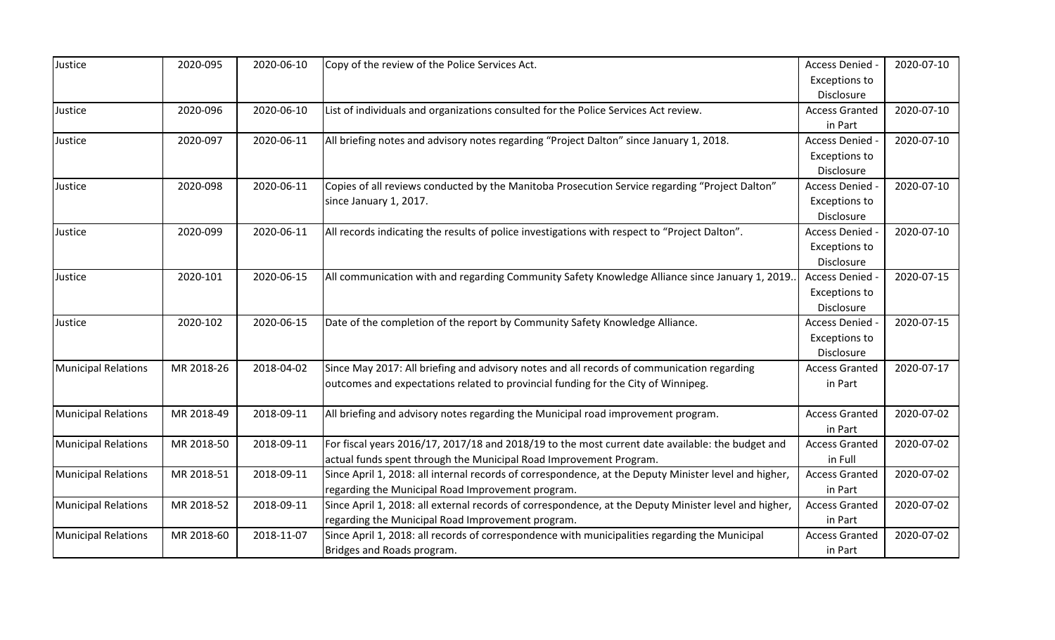| Justice | 2020-095 | 2020-06-10 | Copy of the review of the Police Services Act. | Access Denied - Exceptions to Disclosure | 2020-07-10 |
|---|---|---|---|---|---|
| Justice | 2020-096 | 2020-06-10 | List of individuals and organizations consulted for the Police Services Act review. | Access Granted in Part | 2020-07-10 |
| Justice | 2020-097 | 2020-06-11 | All briefing notes and advisory notes regarding "Project Dalton" since January 1, 2018. | Access Denied - Exceptions to Disclosure | 2020-07-10 |
| Justice | 2020-098 | 2020-06-11 | Copies of all reviews conducted by the Manitoba Prosecution Service regarding "Project Dalton" since January 1, 2017. | Access Denied - Exceptions to Disclosure | 2020-07-10 |
| Justice | 2020-099 | 2020-06-11 | All records indicating the results of police investigations with respect to "Project Dalton". | Access Denied - Exceptions to Disclosure | 2020-07-10 |
| Justice | 2020-101 | 2020-06-15 | All communication with and regarding Community Safety Knowledge Alliance since January 1, 2019.. | Access Denied - Exceptions to Disclosure | 2020-07-15 |
| Justice | 2020-102 | 2020-06-15 | Date of the completion of the report by Community Safety Knowledge Alliance. | Access Denied - Exceptions to Disclosure | 2020-07-15 |
| Municipal Relations | MR 2018-26 | 2018-04-02 | Since May 2017: All briefing and advisory notes and all records of communication regarding outcomes and expectations related to provincial funding for the City of Winnipeg. | Access Granted in Part | 2020-07-17 |
| Municipal Relations | MR 2018-49 | 2018-09-11 | All briefing and advisory notes regarding the Municipal road improvement program. | Access Granted in Part | 2020-07-02 |
| Municipal Relations | MR 2018-50 | 2018-09-11 | For fiscal years 2016/17, 2017/18 and 2018/19 to the most current date available: the budget and actual funds spent through the Municipal Road Improvement Program. | Access Granted in Full | 2020-07-02 |
| Municipal Relations | MR 2018-51 | 2018-09-11 | Since April 1, 2018: all internal records of correspondence, at the Deputy Minister level and higher, regarding the Municipal Road Improvement program. | Access Granted in Part | 2020-07-02 |
| Municipal Relations | MR 2018-52 | 2018-09-11 | Since April 1, 2018: all external records of correspondence, at the Deputy Minister level and higher, regarding the Municipal Road Improvement program. | Access Granted in Part | 2020-07-02 |
| Municipal Relations | MR 2018-60 | 2018-11-07 | Since April 1, 2018: all records of correspondence with municipalities regarding the Municipal Bridges and Roads program. | Access Granted in Part | 2020-07-02 |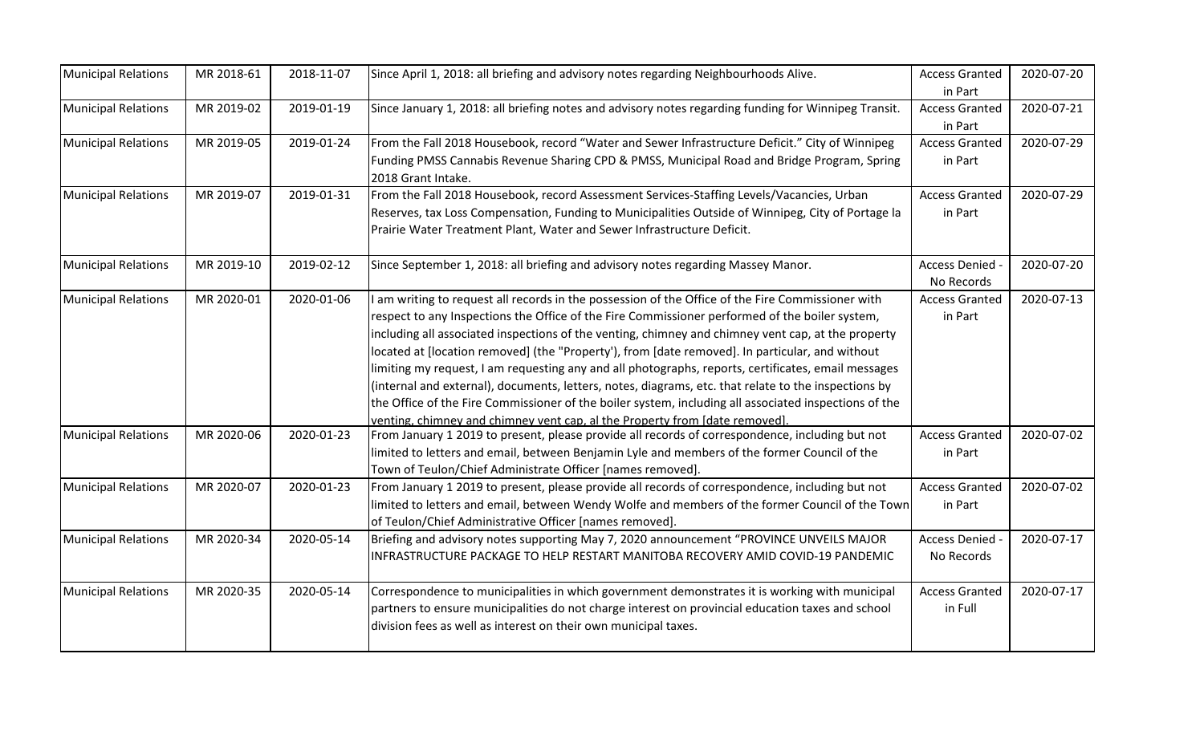| Municipal Relations | MR 2018-61 | 2018-11-07 | Since April 1, 2018: all briefing and advisory notes regarding Neighbourhoods Alive. | Access Granted in Part | 2020-07-20 |
|---|---|---|---|---|---|
| Municipal Relations | MR 2019-02 | 2019-01-19 | Since January 1, 2018: all briefing notes and advisory notes regarding funding for Winnipeg Transit. | Access Granted in Part | 2020-07-21 |
| Municipal Relations | MR 2019-05 | 2019-01-24 | From the Fall 2018 Housebook, record "Water and Sewer Infrastructure Deficit." City of Winnipeg Funding PMSS Cannabis Revenue Sharing CPD & PMSS, Municipal Road and Bridge Program, Spring 2018 Grant Intake. | Access Granted in Part | 2020-07-29 |
| Municipal Relations | MR 2019-07 | 2019-01-31 | From the Fall 2018 Housebook, record Assessment Services-Staffing Levels/Vacancies, Urban Reserves, tax Loss Compensation, Funding to Municipalities Outside of Winnipeg, City of Portage la Prairie Water Treatment Plant, Water and Sewer Infrastructure Deficit. | Access Granted in Part | 2020-07-29 |
| Municipal Relations | MR 2019-10 | 2019-02-12 | Since September 1, 2018: all briefing and advisory notes regarding Massey Manor. | Access Denied - No Records | 2020-07-20 |
| Municipal Relations | MR 2020-01 | 2020-01-06 | I am writing to request all records in the possession of the Office of the Fire Commissioner with respect to any Inspections the Office of the Fire Commissioner performed of the boiler system, including all associated inspections of the venting, chimney and chimney vent cap, at the property located at [location removed] (the "Property'), from [date removed]. In particular, and without limiting my request, I am requesting any and all photographs, reports, certificates, email messages (internal and external), documents, letters, notes, diagrams, etc. that relate to the inspections by the Office of the Fire Commissioner of the boiler system, including all associated inspections of the venting, chimney and chimney vent cap, al the Property from [date removed]. | Access Granted in Part | 2020-07-13 |
| Municipal Relations | MR 2020-06 | 2020-01-23 | From January 1 2019 to present, please provide all records of correspondence, including but not limited to letters and email, between Benjamin Lyle and members of the former Council of the Town of Teulon/Chief Administrate Officer [names removed]. | Access Granted in Part | 2020-07-02 |
| Municipal Relations | MR 2020-07 | 2020-01-23 | From January 1 2019 to present, please provide all records of correspondence, including but not limited to letters and email, between Wendy Wolfe and members of the former Council of the Town of Teulon/Chief Administrative Officer [names removed]. | Access Granted in Part | 2020-07-02 |
| Municipal Relations | MR 2020-34 | 2020-05-14 | Briefing and advisory notes supporting May 7, 2020 announcement "PROVINCE UNVEILS MAJOR INFRASTRUCTURE PACKAGE TO HELP RESTART MANITOBA RECOVERY AMID COVID-19 PANDEMIC | Access Denied - No Records | 2020-07-17 |
| Municipal Relations | MR 2020-35 | 2020-05-14 | Correspondence to municipalities in which government demonstrates it is working with municipal partners to ensure municipalities do not charge interest on provincial education taxes and school division fees as well as interest on their own municipal taxes. | Access Granted in Full | 2020-07-17 |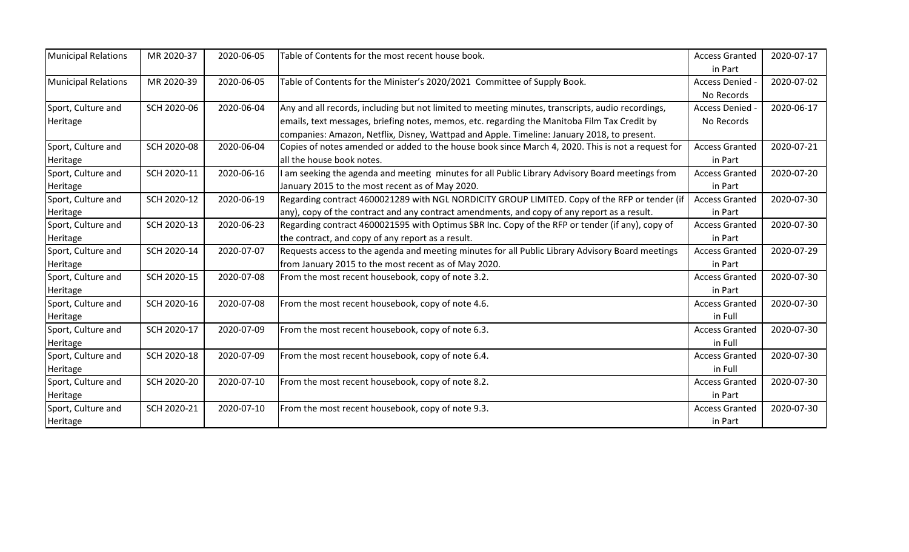| | | | | | |
|---|---|---|---|---|---|
| Municipal Relations | MR 2020-37 | 2020-06-05 | Table of Contents for the most recent house book. | Access Granted in Part | 2020-07-17 |
| Municipal Relations | MR 2020-39 | 2020-06-05 | Table of Contents for the Minister's 2020/2021 Committee of Supply Book. | Access Denied - No Records | 2020-07-02 |
| Sport, Culture and Heritage | SCH 2020-06 | 2020-06-04 | Any and all records, including but not limited to meeting minutes, transcripts, audio recordings, emails, text messages, briefing notes, memos, etc. regarding the Manitoba Film Tax Credit by companies: Amazon, Netflix, Disney, Wattpad and Apple. Timeline: January 2018, to present. | Access Denied - No Records | 2020-06-17 |
| Sport, Culture and Heritage | SCH 2020-08 | 2020-06-04 | Copies of notes amended or added to the house book since March 4, 2020. This is not a request for all the house book notes. | Access Granted in Part | 2020-07-21 |
| Sport, Culture and Heritage | SCH 2020-11 | 2020-06-16 | I am seeking the agenda and meeting minutes for all Public Library Advisory Board meetings from January 2015 to the most recent as of May 2020. | Access Granted in Part | 2020-07-20 |
| Sport, Culture and Heritage | SCH 2020-12 | 2020-06-19 | Regarding contract 4600021289 with NGL NORDICITY GROUP LIMITED. Copy of the RFP or tender (if any), copy of the contract and any contract amendments, and copy of any report as a result. | Access Granted in Part | 2020-07-30 |
| Sport, Culture and Heritage | SCH 2020-13 | 2020-06-23 | Regarding contract 4600021595 with Optimus SBR Inc. Copy of the RFP or tender (if any), copy of the contract, and copy of any report as a result. | Access Granted in Part | 2020-07-30 |
| Sport, Culture and Heritage | SCH 2020-14 | 2020-07-07 | Requests access to the agenda and meeting minutes for all Public Library Advisory Board meetings from January 2015 to the most recent as of May 2020. | Access Granted in Part | 2020-07-29 |
| Sport, Culture and Heritage | SCH 2020-15 | 2020-07-08 | From the most recent housebook, copy of note 3.2. | Access Granted in Part | 2020-07-30 |
| Sport, Culture and Heritage | SCH 2020-16 | 2020-07-08 | From the most recent housebook, copy of note 4.6. | Access Granted in Full | 2020-07-30 |
| Sport, Culture and Heritage | SCH 2020-17 | 2020-07-09 | From the most recent housebook, copy of note 6.3. | Access Granted in Full | 2020-07-30 |
| Sport, Culture and Heritage | SCH 2020-18 | 2020-07-09 | From the most recent housebook, copy of note 6.4. | Access Granted in Full | 2020-07-30 |
| Sport, Culture and Heritage | SCH 2020-20 | 2020-07-10 | From the most recent housebook, copy of note 8.2. | Access Granted in Part | 2020-07-30 |
| Sport, Culture and Heritage | SCH 2020-21 | 2020-07-10 | From the most recent housebook, copy of note 9.3. | Access Granted in Part | 2020-07-30 |